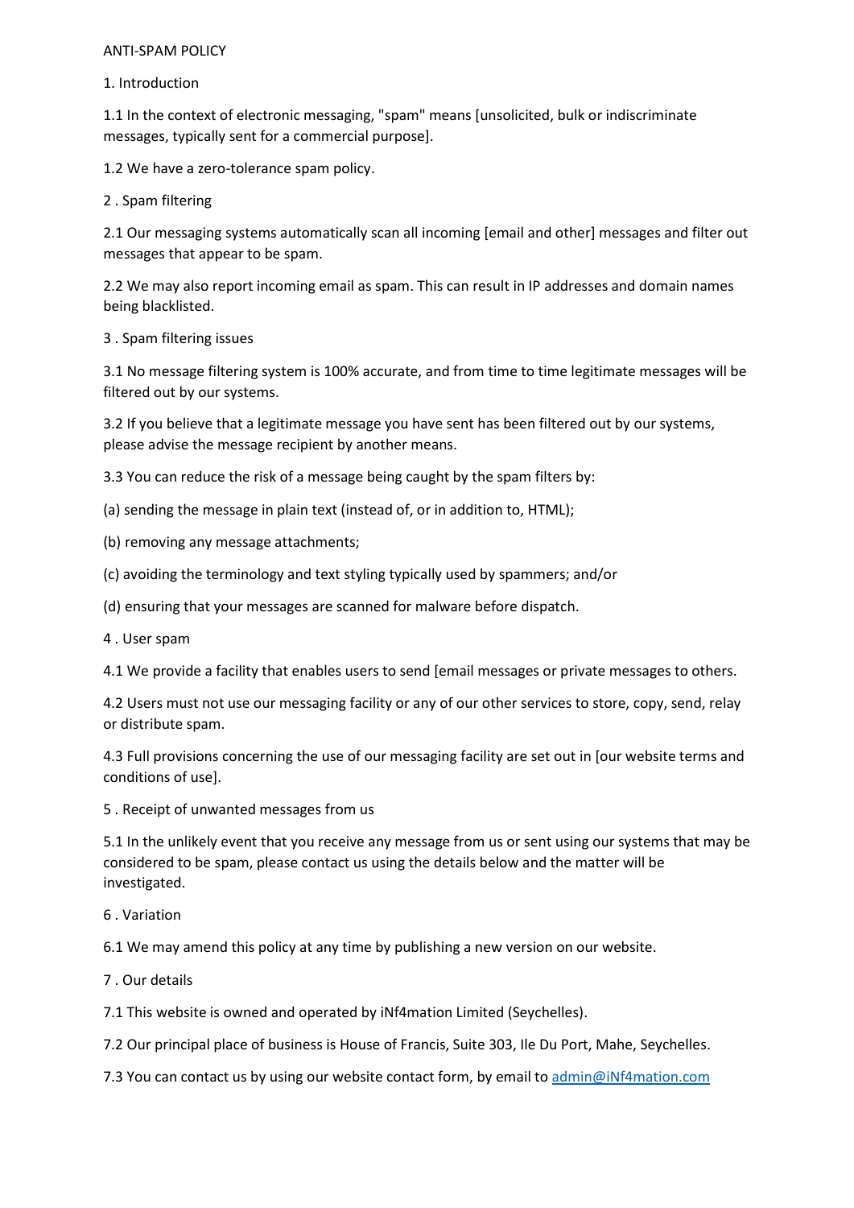# ANTI-SPAM POLICY

## 1. Introduction

1.1 In the context of electronic messaging, "spam" means [unsolicited, bulk or indiscriminate messages, typically sent for a commercial purpose].

1.2 We have a zero-tolerance spam policy.

## 2 . Spam filtering

2.1 Our messaging systems automatically scan all incoming [email and other] messages and filter out messages that appear to be spam.

2.2 We may also report incoming email as spam. This can result in IP addresses and domain names being blacklisted.

## 3 . Spam filtering issues

3.1 No message filtering system is 100% accurate, and from time to time legitimate messages will be filtered out by our systems.

3.2 If you believe that a legitimate message you have sent has been filtered out by our systems, please advise the message recipient by another means.

3.3 You can reduce the risk of a message being caught by the spam filters by:

(a) sending the message in plain text (instead of, or in addition to, HTML);

(b) removing any message attachments;

(c) avoiding the terminology and text styling typically used by spammers; and/or

(d) ensuring that your messages are scanned for malware before dispatch.

## 4 . User spam

4.1 We provide a facility that enables users to send [email messages or private messages to others.

4.2 Users must not use our messaging facility or any of our other services to store, copy, send, relay or distribute spam.

4.3 Full provisions concerning the use of our messaging facility are set out in [our website terms and conditions of use].

## 5 . Receipt of unwanted messages from us

5.1 In the unlikely event that you receive any message from us or sent using our systems that may be considered to be spam, please contact us using the details below and the matter will be investigated.

## 6 . Variation

6.1 We may amend this policy at any time by publishing a new version on our website.

## 7 . Our details

7.1 This website is owned and operated by iNf4mation Limited (Seychelles).

7.2 Our principal place of business is House of Francis, Suite 303, Ile Du Port, Mahe, Seychelles.

7.3 You can contact us by using our website contact form, by email to admin@iNf4mation.com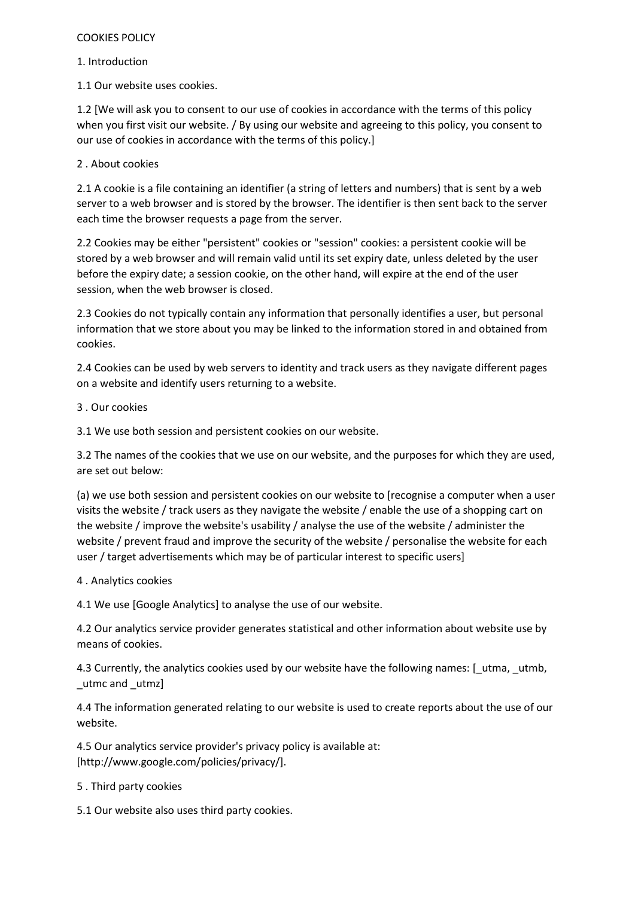# COOKIES POLICY

## 1. Introduction

1.1 Our website uses cookies.

1.2 [We will ask you to consent to our use of cookies in accordance with the terms of this policy when you first visit our website. / By using our website and agreeing to this policy, you consent to our use of cookies in accordance with the terms of this policy.]

## 2 . About cookies

2.1 A cookie is a file containing an identifier (a string of letters and numbers) that is sent by a web server to a web browser and is stored by the browser. The identifier is then sent back to the server each time the browser requests a page from the server.

2.2 Cookies may be either "persistent" cookies or "session" cookies: a persistent cookie will be stored by a web browser and will remain valid until its set expiry date, unless deleted by the user before the expiry date; a session cookie, on the other hand, will expire at the end of the user session, when the web browser is closed.

2.3 Cookies do not typically contain any information that personally identifies a user, but personal information that we store about you may be linked to the information stored in and obtained from cookies.

2.4 Cookies can be used by web servers to identity and track users as they navigate different pages on a website and identify users returning to a website.

## 3 . Our cookies

3.1 We use both session and persistent cookies on our website.

3.2 The names of the cookies that we use on our website, and the purposes for which they are used, are set out below:

(a) we use both session and persistent cookies on our website to [recognise a computer when a user visits the website / track users as they navigate the website / enable the use of a shopping cart on the website / improve the website's usability / analyse the use of the website / administer the website / prevent fraud and improve the security of the website / personalise the website for each user / target advertisements which may be of particular interest to specific users]

## 4 . Analytics cookies

4.1 We use [Google Analytics] to analyse the use of our website.

4.2 Our analytics service provider generates statistical and other information about website use by means of cookies.

4.3 Currently, the analytics cookies used by our website have the following names: [_utma, _utmb, _utmc and _utmz]

4.4 The information generated relating to our website is used to create reports about the use of our website.

4.5 Our analytics service provider's privacy policy is available at: [http://www.google.com/policies/privacy/].

## 5 . Third party cookies

5.1 Our website also uses third party cookies.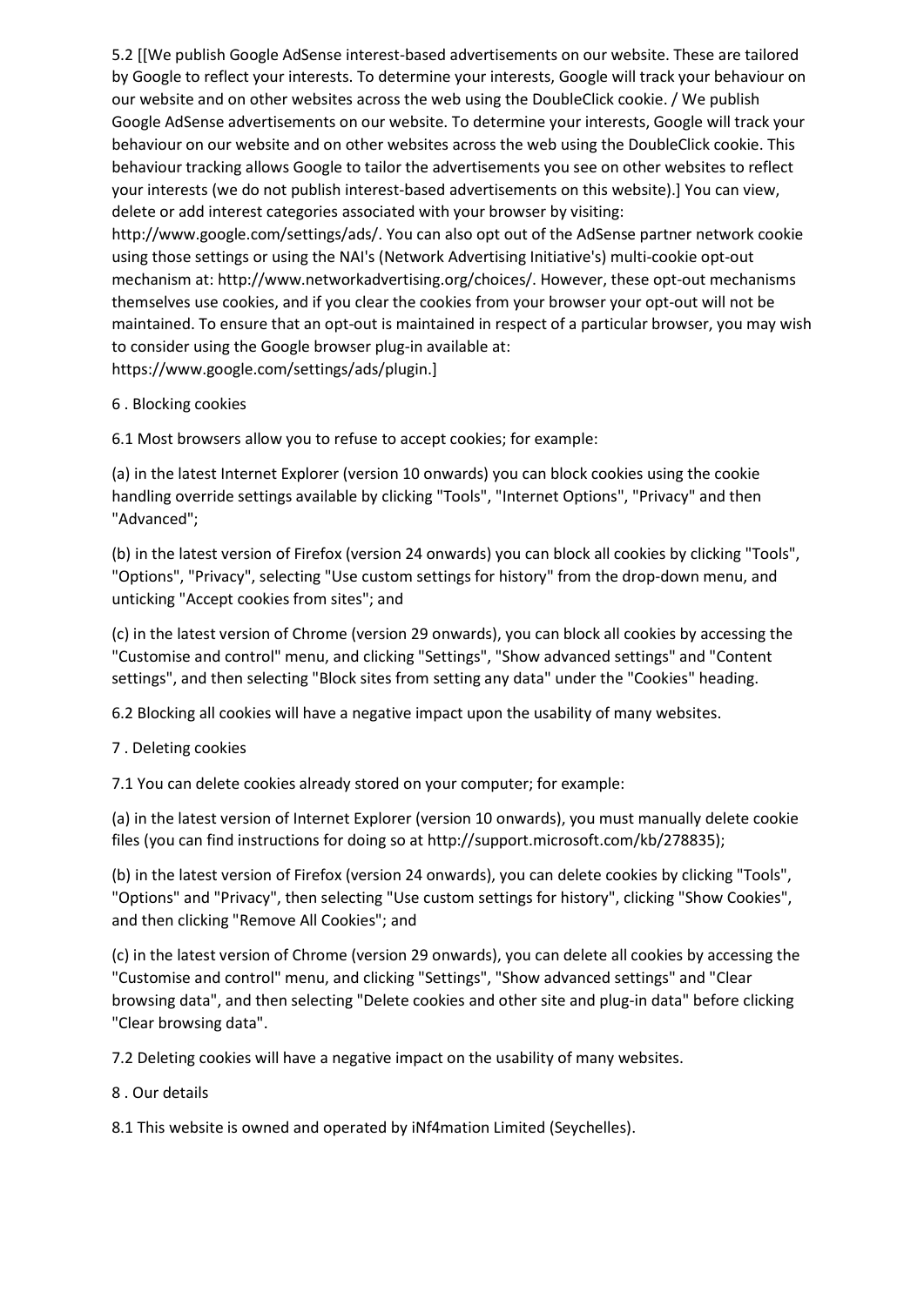5.2 [[We publish Google AdSense interest-based advertisements on our website. These are tailored by Google to reflect your interests. To determine your interests, Google will track your behaviour on our website and on other websites across the web using the DoubleClick cookie. / We publish Google AdSense advertisements on our website. To determine your interests, Google will track your behaviour on our website and on other websites across the web using the DoubleClick cookie. This behaviour tracking allows Google to tailor the advertisements you see on other websites to reflect your interests (we do not publish interest-based advertisements on this website).] You can view, delete or add interest categories associated with your browser by visiting: http://www.google.com/settings/ads/. You can also opt out of the AdSense partner network cookie using those settings or using the NAI's (Network Advertising Initiative's) multi-cookie opt-out mechanism at: http://www.networkadvertising.org/choices/. However, these opt-out mechanisms themselves use cookies, and if you clear the cookies from your browser your opt-out will not be maintained. To ensure that an opt-out is maintained in respect of a particular browser, you may wish to consider using the Google browser plug-in available at: https://www.google.com/settings/ads/plugin.]

## 6 . Blocking cookies

6.1 Most browsers allow you to refuse to accept cookies; for example:

(a) in the latest Internet Explorer (version 10 onwards) you can block cookies using the cookie handling override settings available by clicking "Tools", "Internet Options", "Privacy" and then "Advanced";

(b) in the latest version of Firefox (version 24 onwards) you can block all cookies by clicking "Tools", "Options", "Privacy", selecting "Use custom settings for history" from the drop-down menu, and unticking "Accept cookies from sites"; and

(c) in the latest version of Chrome (version 29 onwards), you can block all cookies by accessing the "Customise and control" menu, and clicking "Settings", "Show advanced settings" and "Content settings", and then selecting "Block sites from setting any data" under the "Cookies" heading.

6.2 Blocking all cookies will have a negative impact upon the usability of many websites.

## 7 . Deleting cookies

7.1 You can delete cookies already stored on your computer; for example:

(a) in the latest version of Internet Explorer (version 10 onwards), you must manually delete cookie files (you can find instructions for doing so at http://support.microsoft.com/kb/278835);

(b) in the latest version of Firefox (version 24 onwards), you can delete cookies by clicking "Tools", "Options" and "Privacy", then selecting "Use custom settings for history", clicking "Show Cookies", and then clicking "Remove All Cookies"; and

(c) in the latest version of Chrome (version 29 onwards), you can delete all cookies by accessing the "Customise and control" menu, and clicking "Settings", "Show advanced settings" and "Clear browsing data", and then selecting "Delete cookies and other site and plug-in data" before clicking "Clear browsing data".

7.2 Deleting cookies will have a negative impact on the usability of many websites.

## 8 . Our details

8.1 This website is owned and operated by iNf4mation Limited (Seychelles).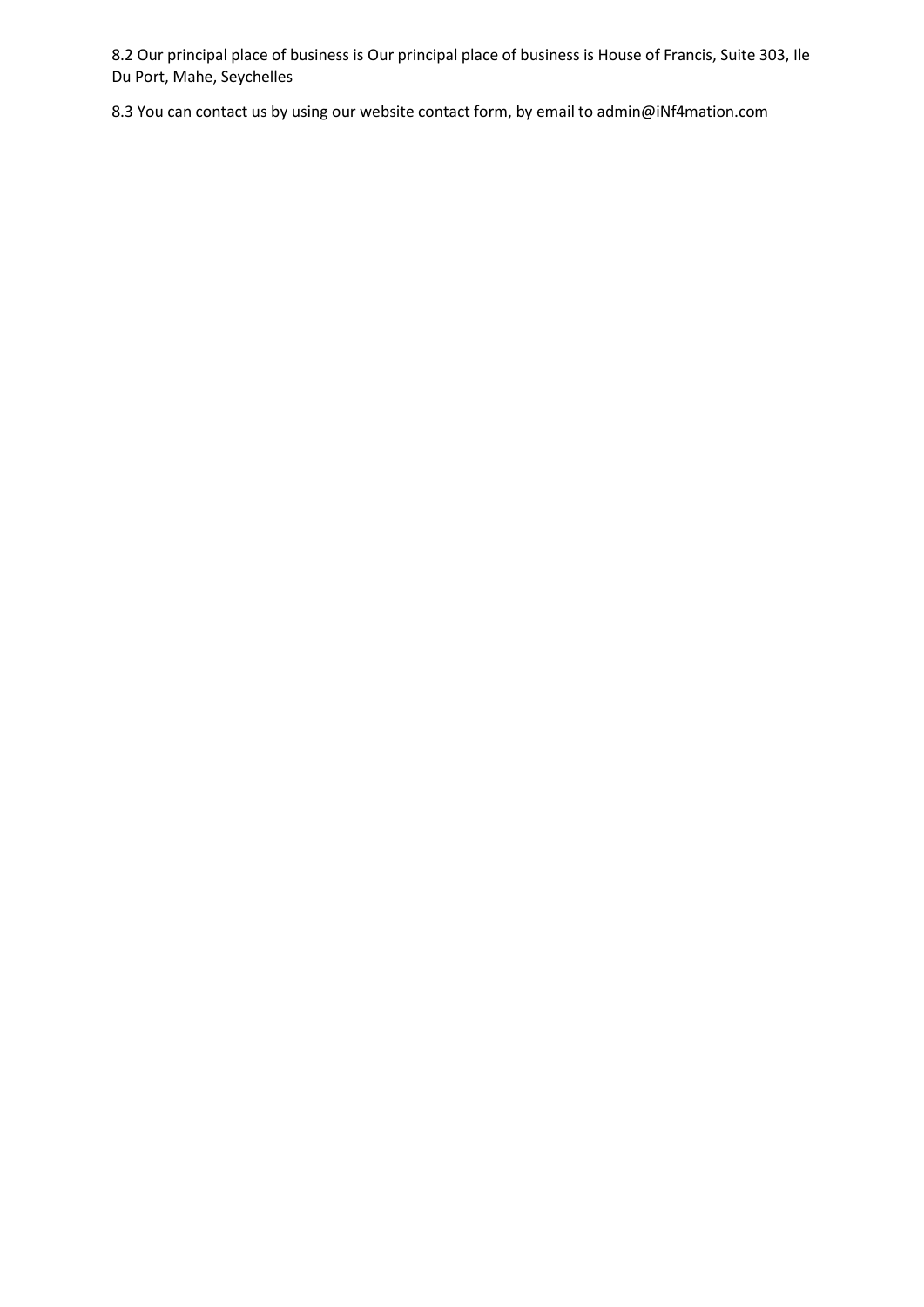8.2 Our principal place of business is Our principal place of business is House of Francis, Suite 303, Ile Du Port, Mahe, Seychelles

8.3 You can contact us by using our website contact form, by email to admin@iNf4mation.com